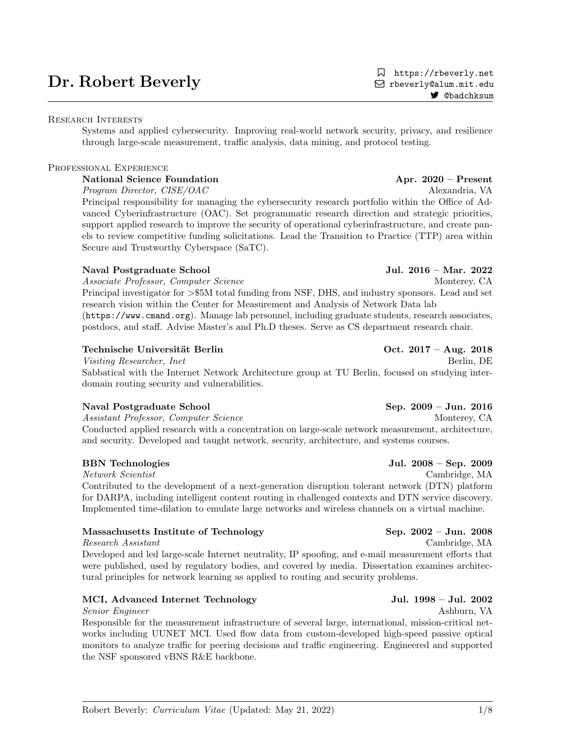# Dr. Robert Beverly

https://rbeverly.net
rbeverly@alum.mit.edu
@badchksum

## Research Interests

Systems and applied cybersecurity. Improving real-world network security, privacy, and resilience through large-scale measurement, traffic analysis, data mining, and protocol testing.

## Professional Experience

**National Science Foundation** — **Apr. 2020 – Present**
*Program Director, CISE/OAC* — Alexandria, VA
Principal responsibility for managing the cybersecurity research portfolio within the Office of Advanced Cyberinfrastructure (OAC). Set programmatic research direction and strategic priorities, support applied research to improve the security of operational cyberinfrastructure, and create panels to review competitive funding solicitations. Lead the Transition to Practice (TTP) area within Secure and Trustworthy Cyberspace (SaTC).

**Naval Postgraduate School** — **Jul. 2016 – Mar. 2022**
*Associate Professor, Computer Science* — Monterey, CA
Principal investigator for >$5M total funding from NSF, DHS, and industry sponsors. Lead and set research vision within the Center for Measurement and Analysis of Network Data lab (https://www.cmand.org). Manage lab personnel, including graduate students, research associates, postdocs, and staff. Advise Master's and Ph.D theses. Serve as CS department research chair.

**Technische Universität Berlin** — **Oct. 2017 – Aug. 2018**
*Visiting Researcher, Inet* — Berlin, DE
Sabbatical with the Internet Network Architecture group at TU Berlin, focused on studying inter-domain routing security and vulnerabilities.

**Naval Postgraduate School** — **Sep. 2009 – Jun. 2016**
*Assistant Professor, Computer Science* — Monterey, CA
Conducted applied research with a concentration on large-scale network measurement, architecture, and security. Developed and taught network, security, architecture, and systems courses.

**BBN Technologies** — **Jul. 2008 – Sep. 2009**
*Network Scientist* — Cambridge, MA
Contributed to the development of a next-generation disruption tolerant network (DTN) platform for DARPA, including intelligent content routing in challenged contexts and DTN service discovery. Implemented time-dilation to emulate large networks and wireless channels on a virtual machine.

**Massachusetts Institute of Technology** — **Sep. 2002 – Jun. 2008**
*Research Assistant* — Cambridge, MA
Developed and led large-scale Internet neutrality, IP spoofing, and e-mail measurement efforts that were published, used by regulatory bodies, and covered by media. Dissertation examines architectural principles for network learning as applied to routing and security problems.

**MCI, Advanced Internet Technology** — **Jul. 1998 – Jul. 2002**
*Senior Engineer* — Ashburn, VA
Responsible for the measurement infrastructure of several large, international, mission-critical networks including UUNET MCI. Used flow data from custom-developed high-speed passive optical monitors to analyze traffic for peering decisions and traffic engineering. Engineered and supported the NSF sponsored vBNS R&E backbone.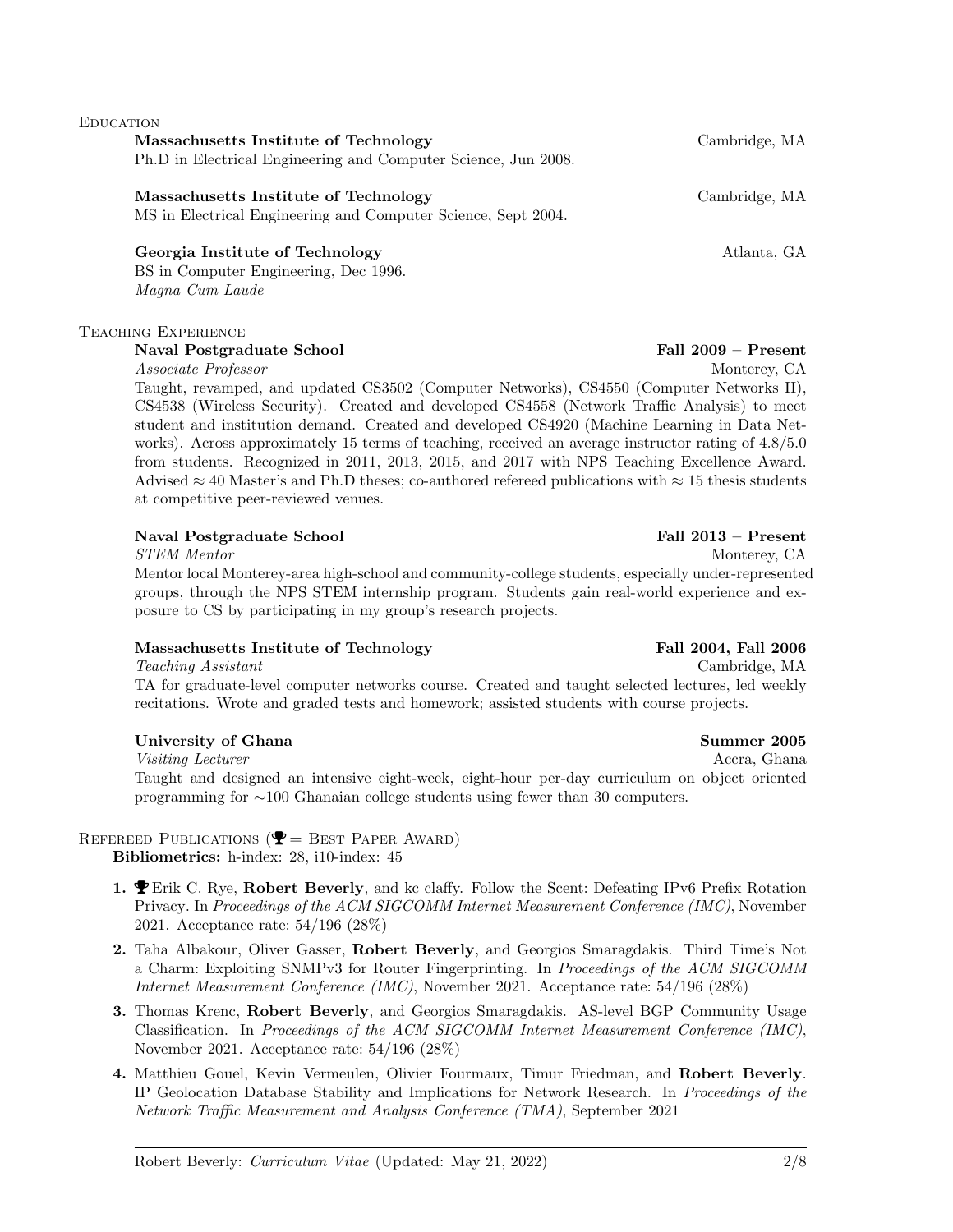## Education

**Massachusetts Institute of Technology** — Cambridge, MA
Ph.D in Electrical Engineering and Computer Science, Jun 2008.

**Massachusetts Institute of Technology** — Cambridge, MA
MS in Electrical Engineering and Computer Science, Sept 2004.

**Georgia Institute of Technology** — Atlanta, GA
BS in Computer Engineering, Dec 1996.
*Magna Cum Laude*

## Teaching Experience

**Naval Postgraduate School** — **Fall 2009 – Present**
*Associate Professor* — Monterey, CA
Taught, revamped, and updated CS3502 (Computer Networks), CS4550 (Computer Networks II), CS4538 (Wireless Security). Created and developed CS4558 (Network Traffic Analysis) to meet student and institution demand. Created and developed CS4920 (Machine Learning in Data Networks). Across approximately 15 terms of teaching, received an average instructor rating of 4.8/5.0 from students. Recognized in 2011, 2013, 2015, and 2017 with NPS Teaching Excellence Award. Advised $\approx$ 40 Master's and Ph.D theses; co-authored refereed publications with $\approx$ 15 thesis students at competitive peer-reviewed venues.

**Naval Postgraduate School** — **Fall 2013 – Present**
*STEM Mentor* — Monterey, CA
Mentor local Monterey-area high-school and community-college students, especially under-represented groups, through the NPS STEM internship program. Students gain real-world experience and exposure to CS by participating in my group's research projects.

**Massachusetts Institute of Technology** — **Fall 2004, Fall 2006**
*Teaching Assistant* — Cambridge, MA
TA for graduate-level computer networks course. Created and taught selected lectures, led weekly recitations. Wrote and graded tests and homework; assisted students with course projects.

**University of Ghana** — **Summer 2005**
*Visiting Lecturer* — Accra, Ghana
Taught and designed an intensive eight-week, eight-hour per-day curriculum on object oriented programming for $\sim$100 Ghanaian college students using fewer than 30 computers.

## Refereed Publications (🏆 = Best Paper Award)

**Bibliometrics:** h-index: 28, i10-index: 45

1. 🏆 Erik C. Rye, **Robert Beverly**, and kc claffy. Follow the Scent: Defeating IPv6 Prefix Rotation Privacy. In *Proceedings of the ACM SIGCOMM Internet Measurement Conference (IMC)*, November 2021. Acceptance rate: 54/196 (28%)
2. Taha Albakour, Oliver Gasser, **Robert Beverly**, and Georgios Smaragdakis. Third Time's Not a Charm: Exploiting SNMPv3 for Router Fingerprinting. In *Proceedings of the ACM SIGCOMM Internet Measurement Conference (IMC)*, November 2021. Acceptance rate: 54/196 (28%)
3. Thomas Krenc, **Robert Beverly**, and Georgios Smaragdakis. AS-level BGP Community Usage Classification. In *Proceedings of the ACM SIGCOMM Internet Measurement Conference (IMC)*, November 2021. Acceptance rate: 54/196 (28%)
4. Matthieu Gouel, Kevin Vermeulen, Olivier Fourmaux, Timur Friedman, and **Robert Beverly**. IP Geolocation Database Stability and Implications for Network Research. In *Proceedings of the Network Traffic Measurement and Analysis Conference (TMA)*, September 2021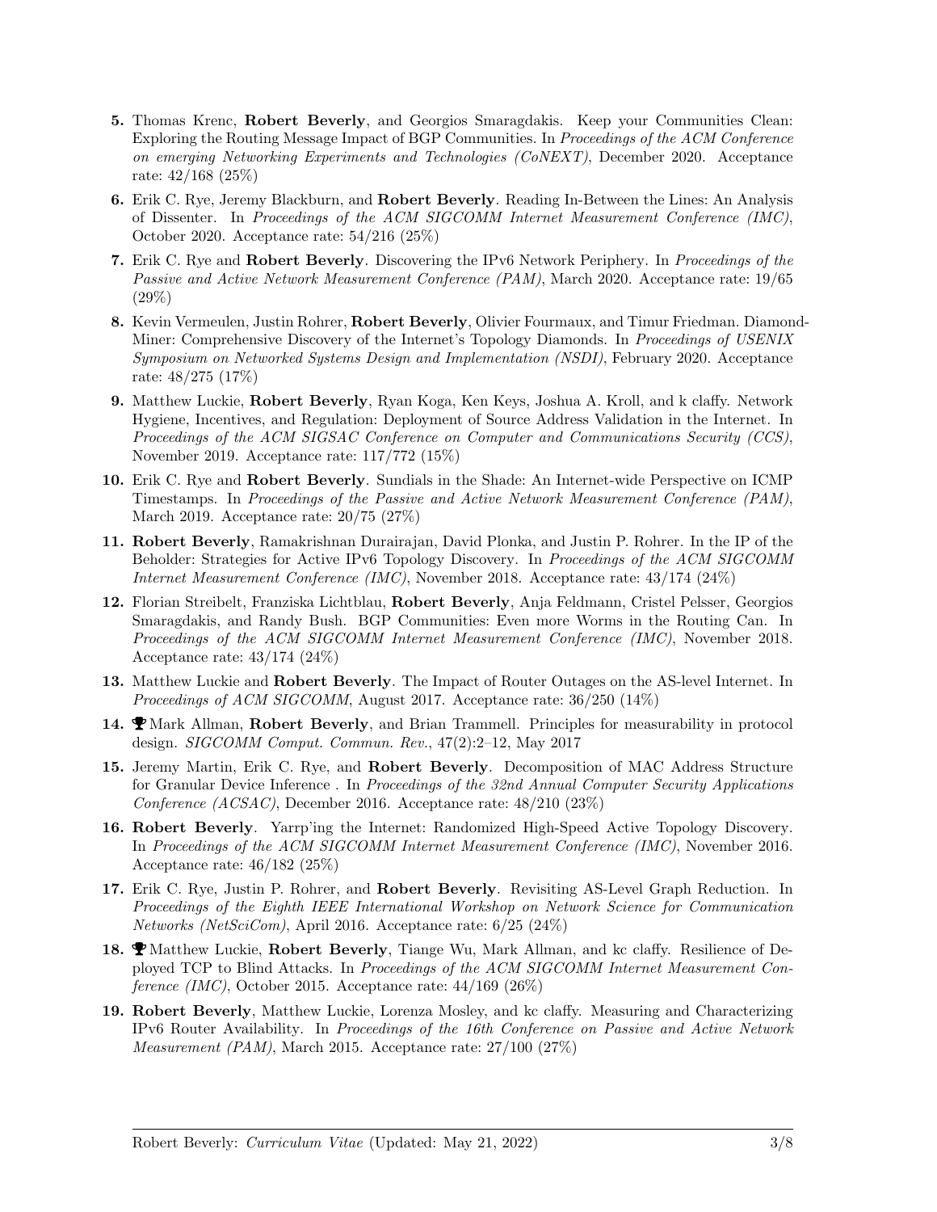5. Thomas Krenc, **Robert Beverly**, and Georgios Smaragdakis. Keep your Communities Clean: Exploring the Routing Message Impact of BGP Communities. In *Proceedings of the ACM Conference on emerging Networking Experiments and Technologies (CoNEXT)*, December 2020. Acceptance rate: 42/168 (25%)

6. Erik C. Rye, Jeremy Blackburn, and **Robert Beverly**. Reading In-Between the Lines: An Analysis of Dissenter. In *Proceedings of the ACM SIGCOMM Internet Measurement Conference (IMC)*, October 2020. Acceptance rate: 54/216 (25%)

7. Erik C. Rye and **Robert Beverly**. Discovering the IPv6 Network Periphery. In *Proceedings of the Passive and Active Network Measurement Conference (PAM)*, March 2020. Acceptance rate: 19/65 (29%)

8. Kevin Vermeulen, Justin Rohrer, **Robert Beverly**, Olivier Fourmaux, and Timur Friedman. Diamond-Miner: Comprehensive Discovery of the Internet's Topology Diamonds. In *Proceedings of USENIX Symposium on Networked Systems Design and Implementation (NSDI)*, February 2020. Acceptance rate: 48/275 (17%)

9. Matthew Luckie, **Robert Beverly**, Ryan Koga, Ken Keys, Joshua A. Kroll, and k claffy. Network Hygiene, Incentives, and Regulation: Deployment of Source Address Validation in the Internet. In *Proceedings of the ACM SIGSAC Conference on Computer and Communications Security (CCS)*, November 2019. Acceptance rate: 117/772 (15%)

10. Erik C. Rye and **Robert Beverly**. Sundials in the Shade: An Internet-wide Perspective on ICMP Timestamps. In *Proceedings of the Passive and Active Network Measurement Conference (PAM)*, March 2019. Acceptance rate: 20/75 (27%)

11. **Robert Beverly**, Ramakrishnan Durairajan, David Plonka, and Justin P. Rohrer. In the IP of the Beholder: Strategies for Active IPv6 Topology Discovery. In *Proceedings of the ACM SIGCOMM Internet Measurement Conference (IMC)*, November 2018. Acceptance rate: 43/174 (24%)

12. Florian Streibelt, Franziska Lichtblau, **Robert Beverly**, Anja Feldmann, Cristel Pelsser, Georgios Smaragdakis, and Randy Bush. BGP Communities: Even more Worms in the Routing Can. In *Proceedings of the ACM SIGCOMM Internet Measurement Conference (IMC)*, November 2018. Acceptance rate: 43/174 (24%)

13. Matthew Luckie and **Robert Beverly**. The Impact of Router Outages on the AS-level Internet. In *Proceedings of ACM SIGCOMM*, August 2017. Acceptance rate: 36/250 (14%)

14. 🏆 Mark Allman, **Robert Beverly**, and Brian Trammell. Principles for measurability in protocol design. *SIGCOMM Comput. Commun. Rev.*, 47(2):2–12, May 2017

15. Jeremy Martin, Erik C. Rye, and **Robert Beverly**. Decomposition of MAC Address Structure for Granular Device Inference . In *Proceedings of the 32nd Annual Computer Security Applications Conference (ACSAC)*, December 2016. Acceptance rate: 48/210 (23%)

16. **Robert Beverly**. Yarrp'ing the Internet: Randomized High-Speed Active Topology Discovery. In *Proceedings of the ACM SIGCOMM Internet Measurement Conference (IMC)*, November 2016. Acceptance rate: 46/182 (25%)

17. Erik C. Rye, Justin P. Rohrer, and **Robert Beverly**. Revisiting AS-Level Graph Reduction. In *Proceedings of the Eighth IEEE International Workshop on Network Science for Communication Networks (NetSciCom)*, April 2016. Acceptance rate: 6/25 (24%)

18. 🏆 Matthew Luckie, **Robert Beverly**, Tiange Wu, Mark Allman, and kc claffy. Resilience of Deployed TCP to Blind Attacks. In *Proceedings of the ACM SIGCOMM Internet Measurement Conference (IMC)*, October 2015. Acceptance rate: 44/169 (26%)

19. **Robert Beverly**, Matthew Luckie, Lorenza Mosley, and kc claffy. Measuring and Characterizing IPv6 Router Availability. In *Proceedings of the 16th Conference on Passive and Active Network Measurement (PAM)*, March 2015. Acceptance rate: 27/100 (27%)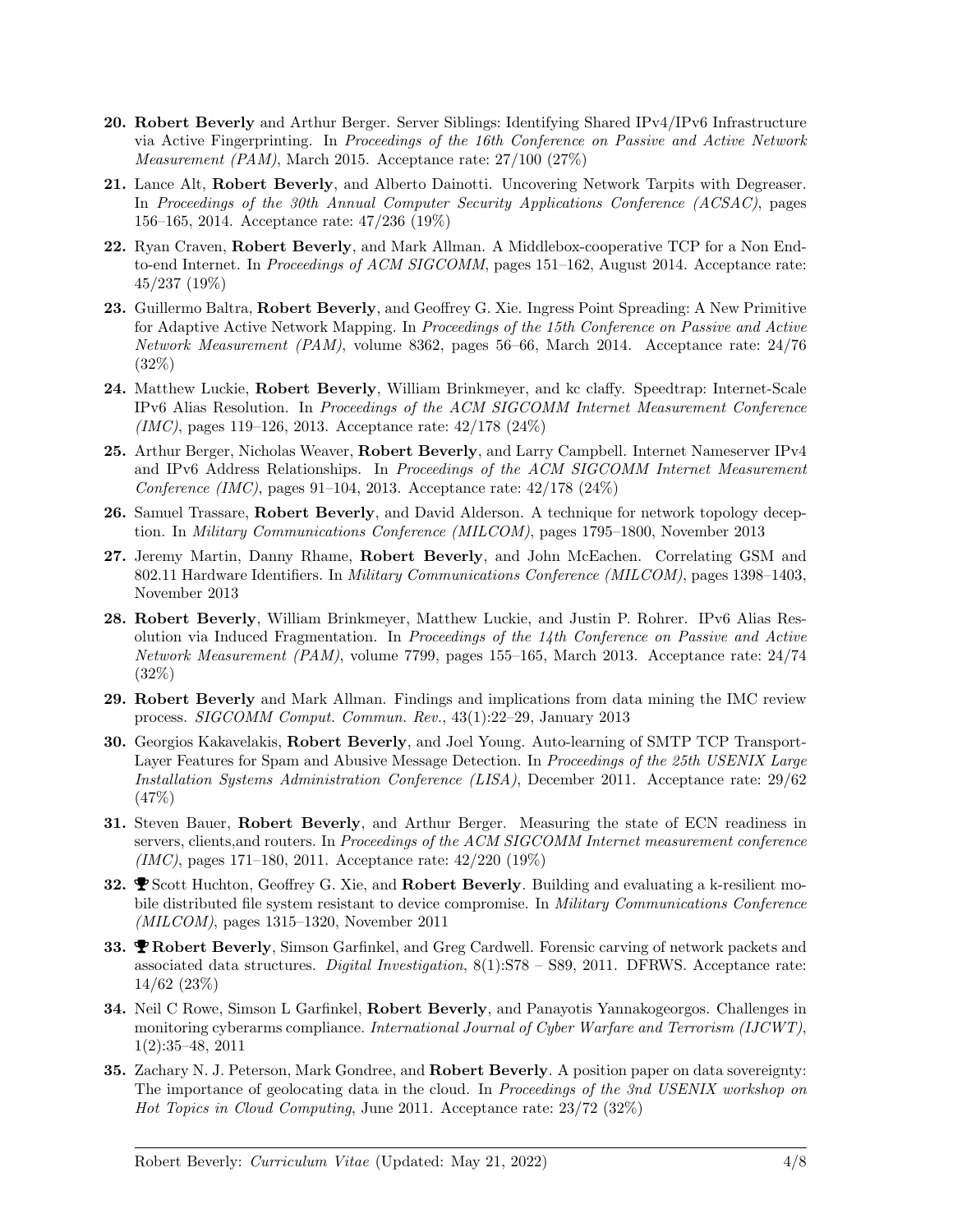**20.** **Robert Beverly** and Arthur Berger. Server Siblings: Identifying Shared IPv4/IPv6 Infrastructure via Active Fingerprinting. In *Proceedings of the 16th Conference on Passive and Active Network Measurement (PAM)*, March 2015. Acceptance rate: 27/100 (27%)

**21.** Lance Alt, **Robert Beverly**, and Alberto Dainotti. Uncovering Network Tarpits with Degreaser. In *Proceedings of the 30th Annual Computer Security Applications Conference (ACSAC)*, pages 156–165, 2014. Acceptance rate: 47/236 (19%)

**22.** Ryan Craven, **Robert Beverly**, and Mark Allman. A Middlebox-cooperative TCP for a Non End-to-end Internet. In *Proceedings of ACM SIGCOMM*, pages 151–162, August 2014. Acceptance rate: 45/237 (19%)

**23.** Guillermo Baltra, **Robert Beverly**, and Geoffrey G. Xie. Ingress Point Spreading: A New Primitive for Adaptive Active Network Mapping. In *Proceedings of the 15th Conference on Passive and Active Network Measurement (PAM)*, volume 8362, pages 56–66, March 2014. Acceptance rate: 24/76 (32%)

**24.** Matthew Luckie, **Robert Beverly**, William Brinkmeyer, and kc claffy. Speedtrap: Internet-Scale IPv6 Alias Resolution. In *Proceedings of the ACM SIGCOMM Internet Measurement Conference (IMC)*, pages 119–126, 2013. Acceptance rate: 42/178 (24%)

**25.** Arthur Berger, Nicholas Weaver, **Robert Beverly**, and Larry Campbell. Internet Nameserver IPv4 and IPv6 Address Relationships. In *Proceedings of the ACM SIGCOMM Internet Measurement Conference (IMC)*, pages 91–104, 2013. Acceptance rate: 42/178 (24%)

**26.** Samuel Trassare, **Robert Beverly**, and David Alderson. A technique for network topology deception. In *Military Communications Conference (MILCOM)*, pages 1795–1800, November 2013

**27.** Jeremy Martin, Danny Rhame, **Robert Beverly**, and John McEachen. Correlating GSM and 802.11 Hardware Identifiers. In *Military Communications Conference (MILCOM)*, pages 1398–1403, November 2013

**28.** **Robert Beverly**, William Brinkmeyer, Matthew Luckie, and Justin P. Rohrer. IPv6 Alias Resolution via Induced Fragmentation. In *Proceedings of the 14th Conference on Passive and Active Network Measurement (PAM)*, volume 7799, pages 155–165, March 2013. Acceptance rate: 24/74 (32%)

**29.** **Robert Beverly** and Mark Allman. Findings and implications from data mining the IMC review process. *SIGCOMM Comput. Commun. Rev.*, 43(1):22–29, January 2013

**30.** Georgios Kakavelakis, **Robert Beverly**, and Joel Young. Auto-learning of SMTP TCP Transport-Layer Features for Spam and Abusive Message Detection. In *Proceedings of the 25th USENIX Large Installation Systems Administration Conference (LISA)*, December 2011. Acceptance rate: 29/62 (47%)

**31.** Steven Bauer, **Robert Beverly**, and Arthur Berger. Measuring the state of ECN readiness in servers, clients,and routers. In *Proceedings of the ACM SIGCOMM Internet measurement conference (IMC)*, pages 171–180, 2011. Acceptance rate: 42/220 (19%)

**32.** 🏆 Scott Huchton, Geoffrey G. Xie, and **Robert Beverly**. Building and evaluating a k-resilient mobile distributed file system resistant to device compromise. In *Military Communications Conference (MILCOM)*, pages 1315–1320, November 2011

**33.** 🏆 **Robert Beverly**, Simson Garfinkel, and Greg Cardwell. Forensic carving of network packets and associated data structures. *Digital Investigation*, 8(1):S78 – S89, 2011. DFRWS. Acceptance rate: 14/62 (23%)

**34.** Neil C Rowe, Simson L Garfinkel, **Robert Beverly**, and Panayotis Yannakogeorgos. Challenges in monitoring cyberarms compliance. *International Journal of Cyber Warfare and Terrorism (IJCWT)*, 1(2):35–48, 2011

**35.** Zachary N. J. Peterson, Mark Gondree, and **Robert Beverly**. A position paper on data sovereignty: The importance of geolocating data in the cloud. In *Proceedings of the 3nd USENIX workshop on Hot Topics in Cloud Computing*, June 2011. Acceptance rate: 23/72 (32%)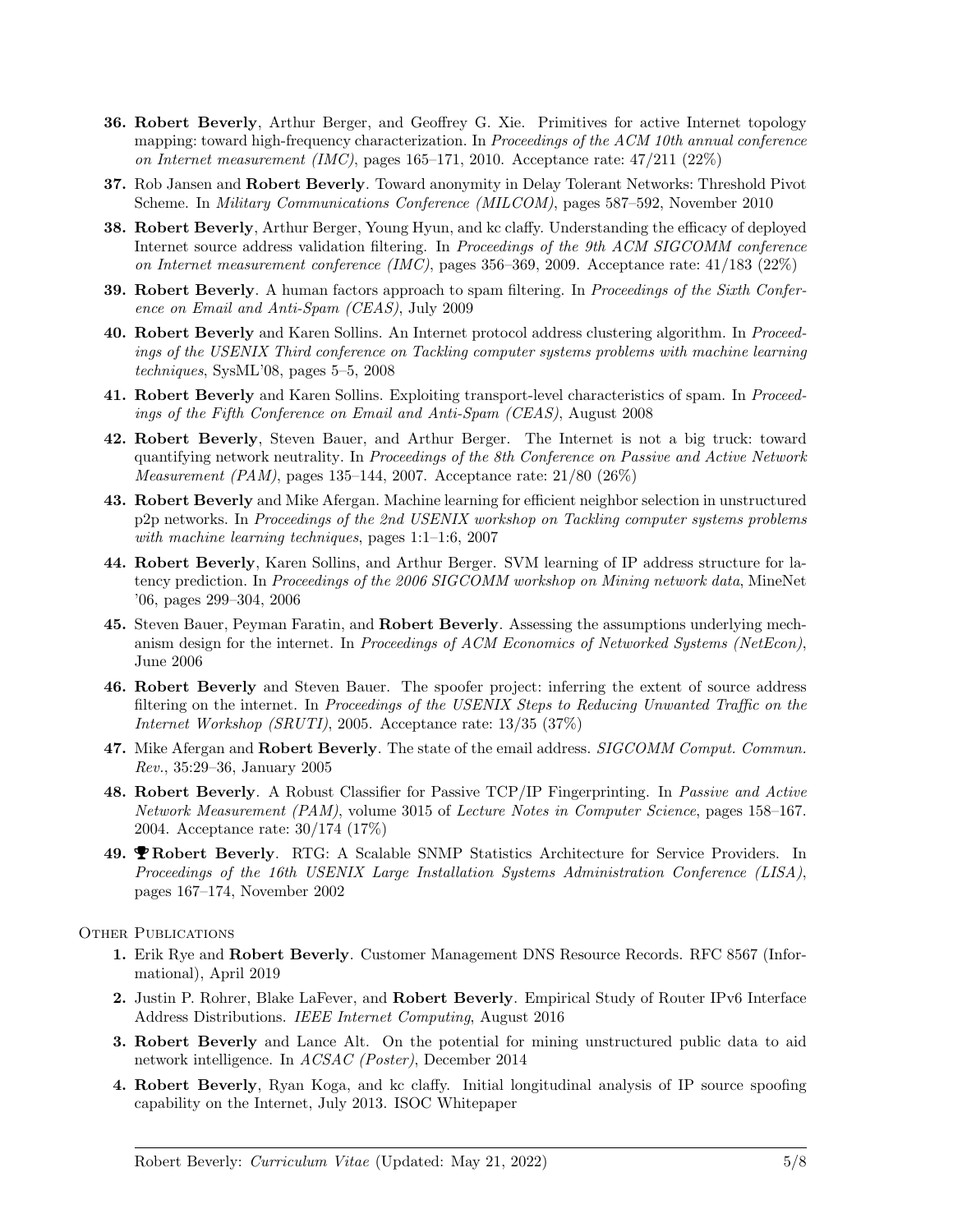36. **Robert Beverly**, Arthur Berger, and Geoffrey G. Xie. Primitives for active Internet topology mapping: toward high-frequency characterization. In *Proceedings of the ACM 10th annual conference on Internet measurement (IMC)*, pages 165–171, 2010. Acceptance rate: 47/211 (22%)

37. Rob Jansen and **Robert Beverly**. Toward anonymity in Delay Tolerant Networks: Threshold Pivot Scheme. In *Military Communications Conference (MILCOM)*, pages 587–592, November 2010

38. **Robert Beverly**, Arthur Berger, Young Hyun, and kc claffy. Understanding the efficacy of deployed Internet source address validation filtering. In *Proceedings of the 9th ACM SIGCOMM conference on Internet measurement conference (IMC)*, pages 356–369, 2009. Acceptance rate: 41/183 (22%)

39. **Robert Beverly**. A human factors approach to spam filtering. In *Proceedings of the Sixth Conference on Email and Anti-Spam (CEAS)*, July 2009

40. **Robert Beverly** and Karen Sollins. An Internet protocol address clustering algorithm. In *Proceedings of the USENIX Third conference on Tackling computer systems problems with machine learning techniques*, SysML'08, pages 5–5, 2008

41. **Robert Beverly** and Karen Sollins. Exploiting transport-level characteristics of spam. In *Proceedings of the Fifth Conference on Email and Anti-Spam (CEAS)*, August 2008

42. **Robert Beverly**, Steven Bauer, and Arthur Berger. The Internet is not a big truck: toward quantifying network neutrality. In *Proceedings of the 8th Conference on Passive and Active Network Measurement (PAM)*, pages 135–144, 2007. Acceptance rate: 21/80 (26%)

43. **Robert Beverly** and Mike Afergan. Machine learning for efficient neighbor selection in unstructured p2p networks. In *Proceedings of the 2nd USENIX workshop on Tackling computer systems problems with machine learning techniques*, pages 1:1–1:6, 2007

44. **Robert Beverly**, Karen Sollins, and Arthur Berger. SVM learning of IP address structure for latency prediction. In *Proceedings of the 2006 SIGCOMM workshop on Mining network data*, MineNet '06, pages 299–304, 2006

45. Steven Bauer, Peyman Faratin, and **Robert Beverly**. Assessing the assumptions underlying mechanism design for the internet. In *Proceedings of ACM Economics of Networked Systems (NetEcon)*, June 2006

46. **Robert Beverly** and Steven Bauer. The spoofer project: inferring the extent of source address filtering on the internet. In *Proceedings of the USENIX Steps to Reducing Unwanted Traffic on the Internet Workshop (SRUTI)*, 2005. Acceptance rate: 13/35 (37%)

47. Mike Afergan and **Robert Beverly**. The state of the email address. *SIGCOMM Comput. Commun. Rev.*, 35:29–36, January 2005

48. **Robert Beverly**. A Robust Classifier for Passive TCP/IP Fingerprinting. In *Passive and Active Network Measurement (PAM)*, volume 3015 of *Lecture Notes in Computer Science*, pages 158–167. 2004. Acceptance rate: 30/174 (17%)

49. 🏆 **Robert Beverly**. RTG: A Scalable SNMP Statistics Architecture for Service Providers. In *Proceedings of the 16th USENIX Large Installation Systems Administration Conference (LISA)*, pages 167–174, November 2002

## Other Publications

1. Erik Rye and **Robert Beverly**. Customer Management DNS Resource Records. RFC 8567 (Informational), April 2019

2. Justin P. Rohrer, Blake LaFever, and **Robert Beverly**. Empirical Study of Router IPv6 Interface Address Distributions. *IEEE Internet Computing*, August 2016

3. **Robert Beverly** and Lance Alt. On the potential for mining unstructured public data to aid network intelligence. In *ACSAC (Poster)*, December 2014

4. **Robert Beverly**, Ryan Koga, and kc claffy. Initial longitudinal analysis of IP source spoofing capability on the Internet, July 2013. ISOC Whitepaper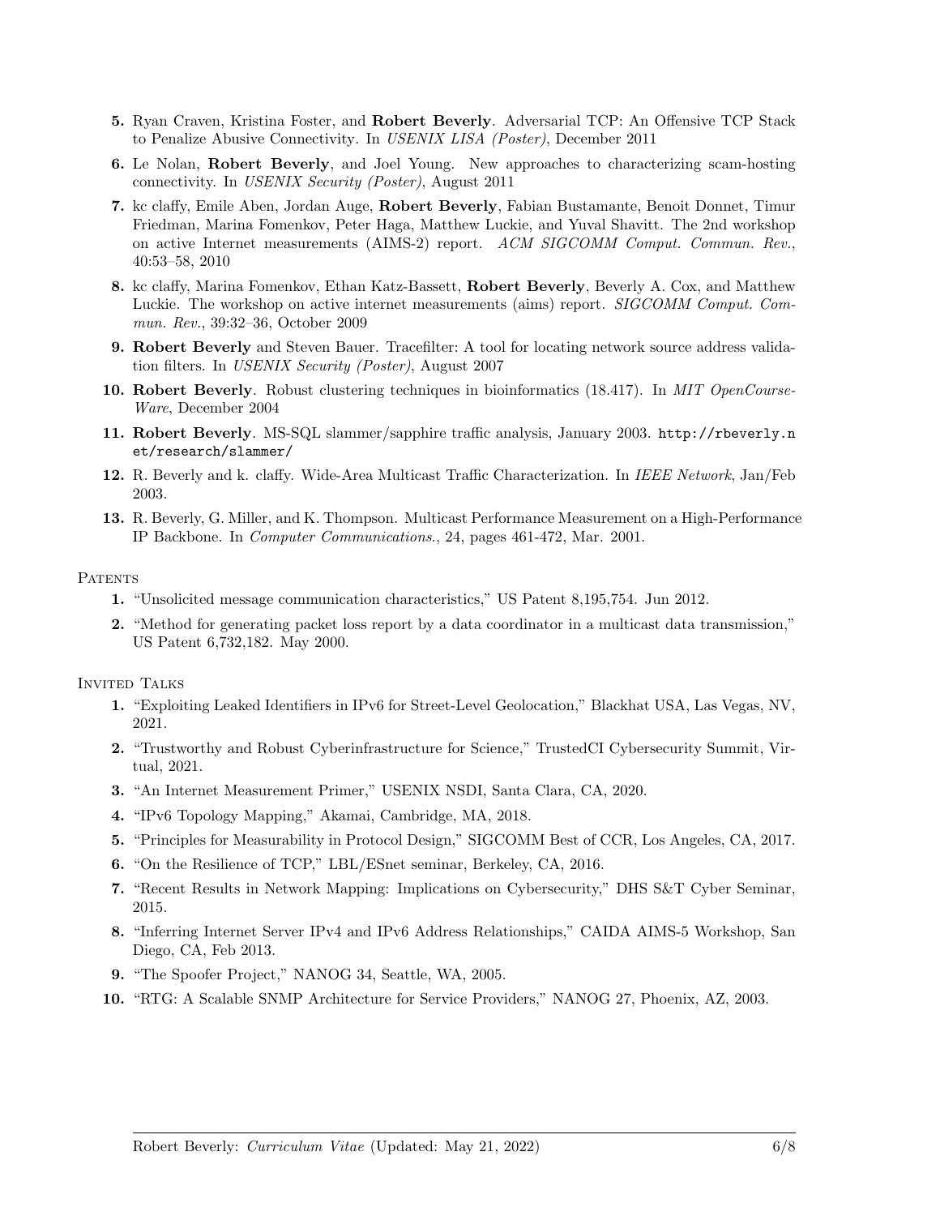5. Ryan Craven, Kristina Foster, and **Robert Beverly**. Adversarial TCP: An Offensive TCP Stack to Penalize Abusive Connectivity. In *USENIX LISA (Poster)*, December 2011
6. Le Nolan, **Robert Beverly**, and Joel Young. New approaches to characterizing scam-hosting connectivity. In *USENIX Security (Poster)*, August 2011
7. kc claffy, Emile Aben, Jordan Auge, **Robert Beverly**, Fabian Bustamante, Benoit Donnet, Timur Friedman, Marina Fomenkov, Peter Haga, Matthew Luckie, and Yuval Shavitt. The 2nd workshop on active Internet measurements (AIMS-2) report. *ACM SIGCOMM Comput. Commun. Rev.*, 40:53–58, 2010
8. kc claffy, Marina Fomenkov, Ethan Katz-Bassett, **Robert Beverly**, Beverly A. Cox, and Matthew Luckie. The workshop on active internet measurements (aims) report. *SIGCOMM Comput. Commun. Rev.*, 39:32–36, October 2009
9. **Robert Beverly** and Steven Bauer. Tracefilter: A tool for locating network source address validation filters. In *USENIX Security (Poster)*, August 2007
10. **Robert Beverly**. Robust clustering techniques in bioinformatics (18.417). In *MIT OpenCourseWare*, December 2004
11. **Robert Beverly**. MS-SQL slammer/sapphire traffic analysis, January 2003. `http://rbeverly.net/research/slammer/`
12. R. Beverly and k. claffy. Wide-Area Multicast Traffic Characterization. In *IEEE Network*, Jan/Feb 2003.
13. R. Beverly, G. Miller, and K. Thompson. Multicast Performance Measurement on a High-Performance IP Backbone. In *Computer Communications.*, 24, pages 461-472, Mar. 2001.

## Patents

1. "Unsolicited message communication characteristics," US Patent 8,195,754. Jun 2012.
2. "Method for generating packet loss report by a data coordinator in a multicast data transmission," US Patent 6,732,182. May 2000.

## Invited Talks

1. "Exploiting Leaked Identifiers in IPv6 for Street-Level Geolocation," Blackhat USA, Las Vegas, NV, 2021.
2. "Trustworthy and Robust Cyberinfrastructure for Science," TrustedCI Cybersecurity Summit, Virtual, 2021.
3. "An Internet Measurement Primer," USENIX NSDI, Santa Clara, CA, 2020.
4. "IPv6 Topology Mapping," Akamai, Cambridge, MA, 2018.
5. "Principles for Measurability in Protocol Design," SIGCOMM Best of CCR, Los Angeles, CA, 2017.
6. "On the Resilience of TCP," LBL/ESnet seminar, Berkeley, CA, 2016.
7. "Recent Results in Network Mapping: Implications on Cybersecurity," DHS S&T Cyber Seminar, 2015.
8. "Inferring Internet Server IPv4 and IPv6 Address Relationships," CAIDA AIMS-5 Workshop, San Diego, CA, Feb 2013.
9. "The Spoofer Project," NANOG 34, Seattle, WA, 2005.
10. "RTG: A Scalable SNMP Architecture for Service Providers," NANOG 27, Phoenix, AZ, 2003.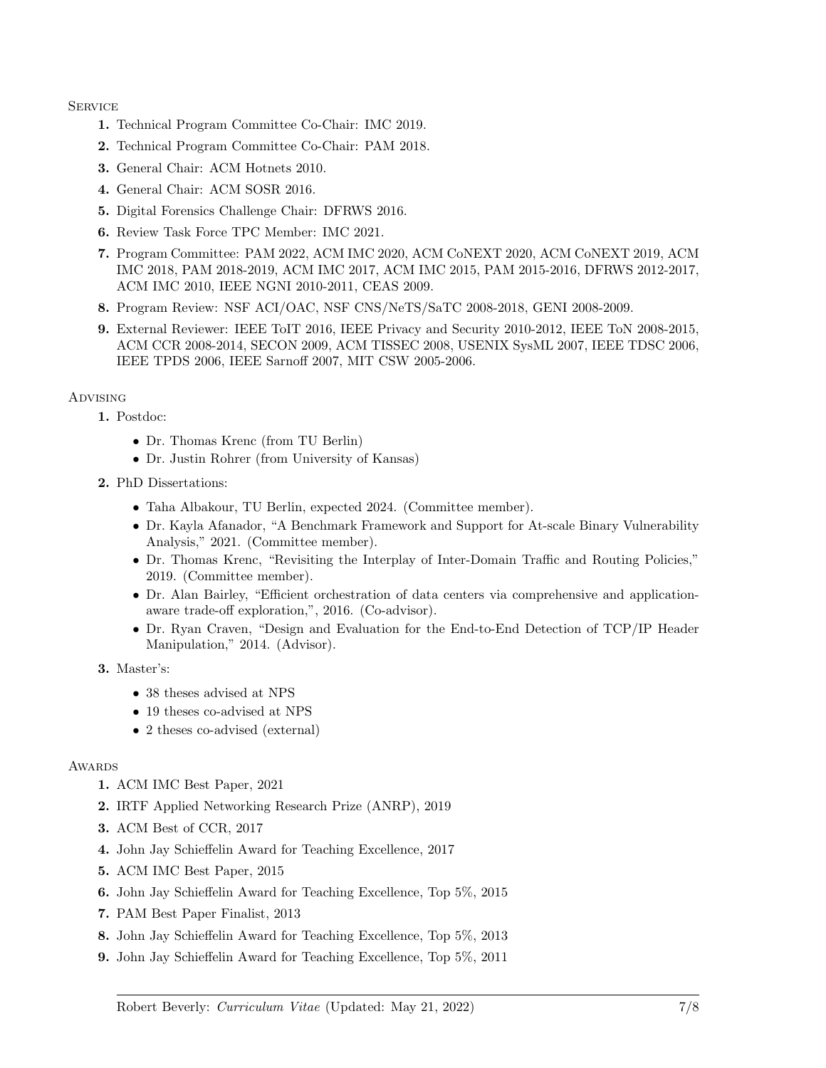## Service

1. Technical Program Committee Co-Chair: IMC 2019.
2. Technical Program Committee Co-Chair: PAM 2018.
3. General Chair: ACM Hotnets 2010.
4. General Chair: ACM SOSR 2016.
5. Digital Forensics Challenge Chair: DFRWS 2016.
6. Review Task Force TPC Member: IMC 2021.
7. Program Committee: PAM 2022, ACM IMC 2020, ACM CoNEXT 2020, ACM CoNEXT 2019, ACM IMC 2018, PAM 2018-2019, ACM IMC 2017, ACM IMC 2015, PAM 2015-2016, DFRWS 2012-2017, ACM IMC 2010, IEEE NGNI 2010-2011, CEAS 2009.
8. Program Review: NSF ACI/OAC, NSF CNS/NeTS/SaTC 2008-2018, GENI 2008-2009.
9. External Reviewer: IEEE ToIT 2016, IEEE Privacy and Security 2010-2012, IEEE ToN 2008-2015, ACM CCR 2008-2014, SECON 2009, ACM TISSEC 2008, USENIX SysML 2007, IEEE TDSC 2006, IEEE TPDS 2006, IEEE Sarnoff 2007, MIT CSW 2005-2006.

## Advising

1. Postdoc:
   - Dr. Thomas Krenc (from TU Berlin)
   - Dr. Justin Rohrer (from University of Kansas)
2. PhD Dissertations:
   - Taha Albakour, TU Berlin, expected 2024. (Committee member).
   - Dr. Kayla Afanador, "A Benchmark Framework and Support for At-scale Binary Vulnerability Analysis," 2021. (Committee member).
   - Dr. Thomas Krenc, "Revisiting the Interplay of Inter-Domain Traffic and Routing Policies," 2019. (Committee member).
   - Dr. Alan Bairley, "Efficient orchestration of data centers via comprehensive and application-aware trade-off exploration,", 2016. (Co-advisor).
   - Dr. Ryan Craven, "Design and Evaluation for the End-to-End Detection of TCP/IP Header Manipulation," 2014. (Advisor).
3. Master's:
   - 38 theses advised at NPS
   - 19 theses co-advised at NPS
   - 2 theses co-advised (external)

## Awards

1. ACM IMC Best Paper, 2021
2. IRTF Applied Networking Research Prize (ANRP), 2019
3. ACM Best of CCR, 2017
4. John Jay Schieffelin Award for Teaching Excellence, 2017
5. ACM IMC Best Paper, 2015
6. John Jay Schieffelin Award for Teaching Excellence, Top 5%, 2015
7. PAM Best Paper Finalist, 2013
8. John Jay Schieffelin Award for Teaching Excellence, Top 5%, 2013
9. John Jay Schieffelin Award for Teaching Excellence, Top 5%, 2011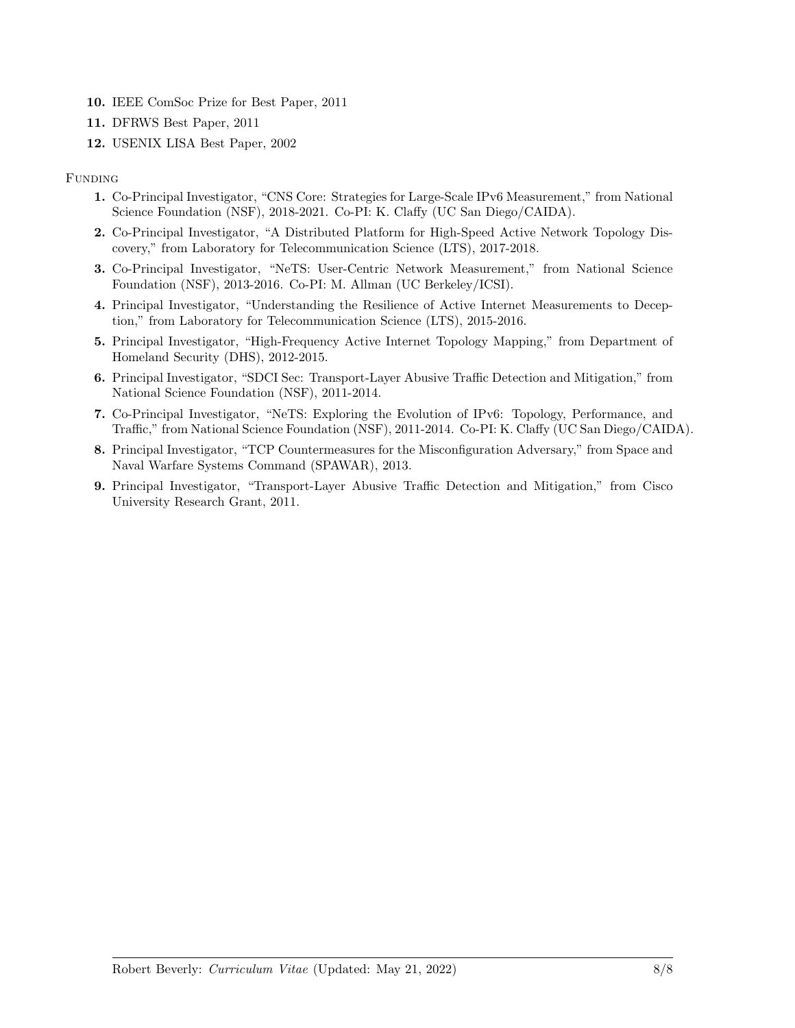**10.** IEEE ComSoc Prize for Best Paper, 2011

**11.** DFRWS Best Paper, 2011

**12.** USENIX LISA Best Paper, 2002

## Funding

**1.** Co-Principal Investigator, "CNS Core: Strategies for Large-Scale IPv6 Measurement," from National Science Foundation (NSF), 2018-2021. Co-PI: K. Claffy (UC San Diego/CAIDA).

**2.** Co-Principal Investigator, "A Distributed Platform for High-Speed Active Network Topology Discovery," from Laboratory for Telecommunication Science (LTS), 2017-2018.

**3.** Co-Principal Investigator, "NeTS: User-Centric Network Measurement," from National Science Foundation (NSF), 2013-2016. Co-PI: M. Allman (UC Berkeley/ICSI).

**4.** Principal Investigator, "Understanding the Resilience of Active Internet Measurements to Deception," from Laboratory for Telecommunication Science (LTS), 2015-2016.

**5.** Principal Investigator, "High-Frequency Active Internet Topology Mapping," from Department of Homeland Security (DHS), 2012-2015.

**6.** Principal Investigator, "SDCI Sec: Transport-Layer Abusive Traffic Detection and Mitigation," from National Science Foundation (NSF), 2011-2014.

**7.** Co-Principal Investigator, "NeTS: Exploring the Evolution of IPv6: Topology, Performance, and Traffic," from National Science Foundation (NSF), 2011-2014. Co-PI: K. Claffy (UC San Diego/CAIDA).

**8.** Principal Investigator, "TCP Countermeasures for the Misconfiguration Adversary," from Space and Naval Warfare Systems Command (SPAWAR), 2013.

**9.** Principal Investigator, "Transport-Layer Abusive Traffic Detection and Mitigation," from Cisco University Research Grant, 2011.